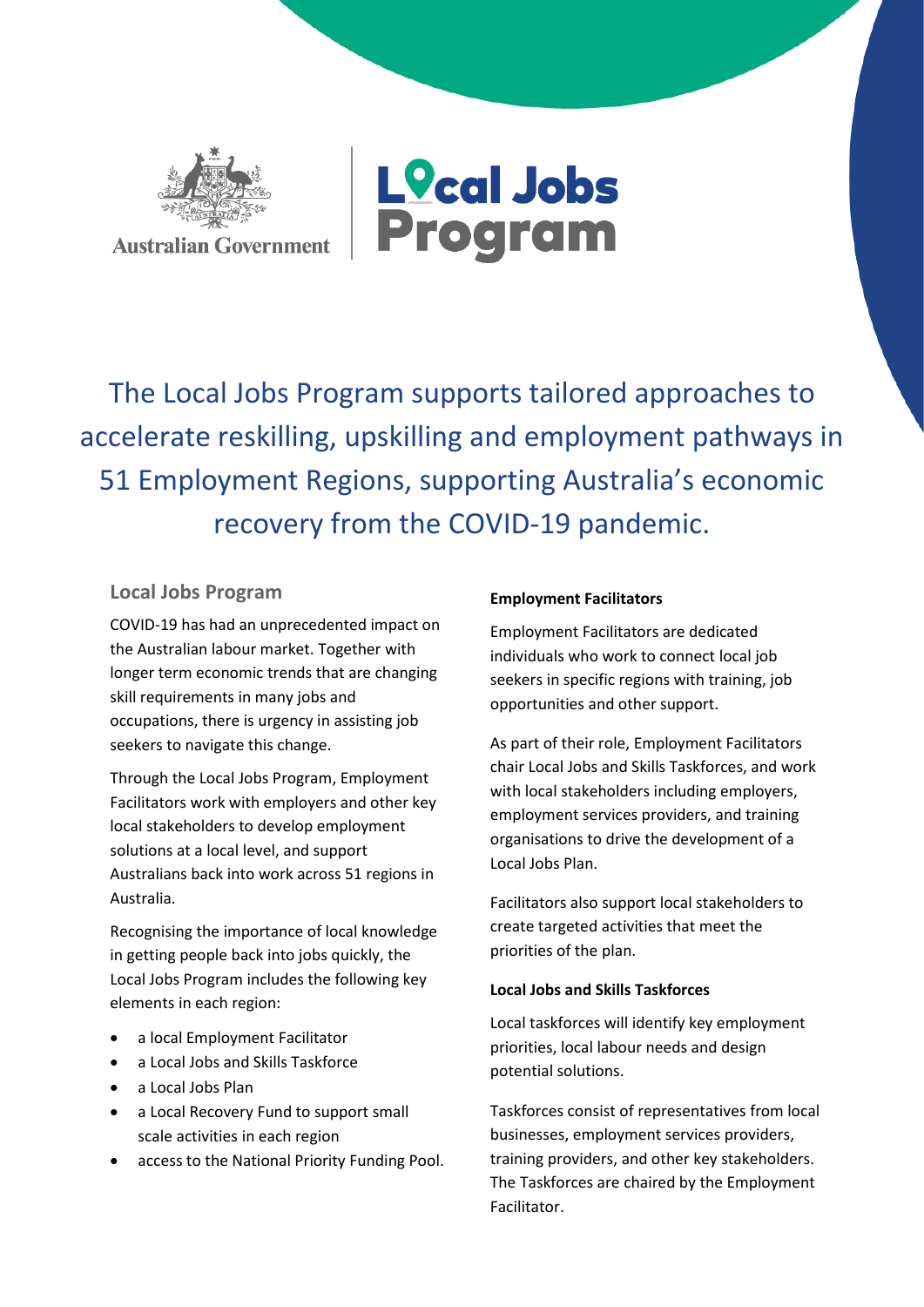Australian Government

# Local Jobs Program

The Local Jobs Program supports tailored approaches to accelerate reskilling, upskilling and employment pathways in 51 Employment Regions, supporting Australia's economic recovery from the COVID-19 pandemic.

## Local Jobs Program

COVID-19 has had an unprecedented impact on the Australian labour market. Together with longer term economic trends that are changing skill requirements in many jobs and occupations, there is urgency in assisting job seekers to navigate this change.

Through the Local Jobs Program, Employment Facilitators work with employers and other key local stakeholders to develop employment solutions at a local level, and support Australians back into work across 51 regions in Australia.

Recognising the importance of local knowledge in getting people back into jobs quickly, the Local Jobs Program includes the following key elements in each region:

- a local Employment Facilitator
- a Local Jobs and Skills Taskforce
- a Local Jobs Plan
- a Local Recovery Fund to support small scale activities in each region
- access to the National Priority Funding Pool.

**Employment Facilitators**

Employment Facilitators are dedicated individuals who work to connect local job seekers in specific regions with training, job opportunities and other support.

As part of their role, Employment Facilitators chair Local Jobs and Skills Taskforces, and work with local stakeholders including employers, employment services providers, and training organisations to drive the development of a Local Jobs Plan.

Facilitators also support local stakeholders to create targeted activities that meet the priorities of the plan.

**Local Jobs and Skills Taskforces**

Local taskforces will identify key employment priorities, local labour needs and design potential solutions.

Taskforces consist of representatives from local businesses, employment services providers, training providers, and other key stakeholders. The Taskforces are chaired by the Employment Facilitator.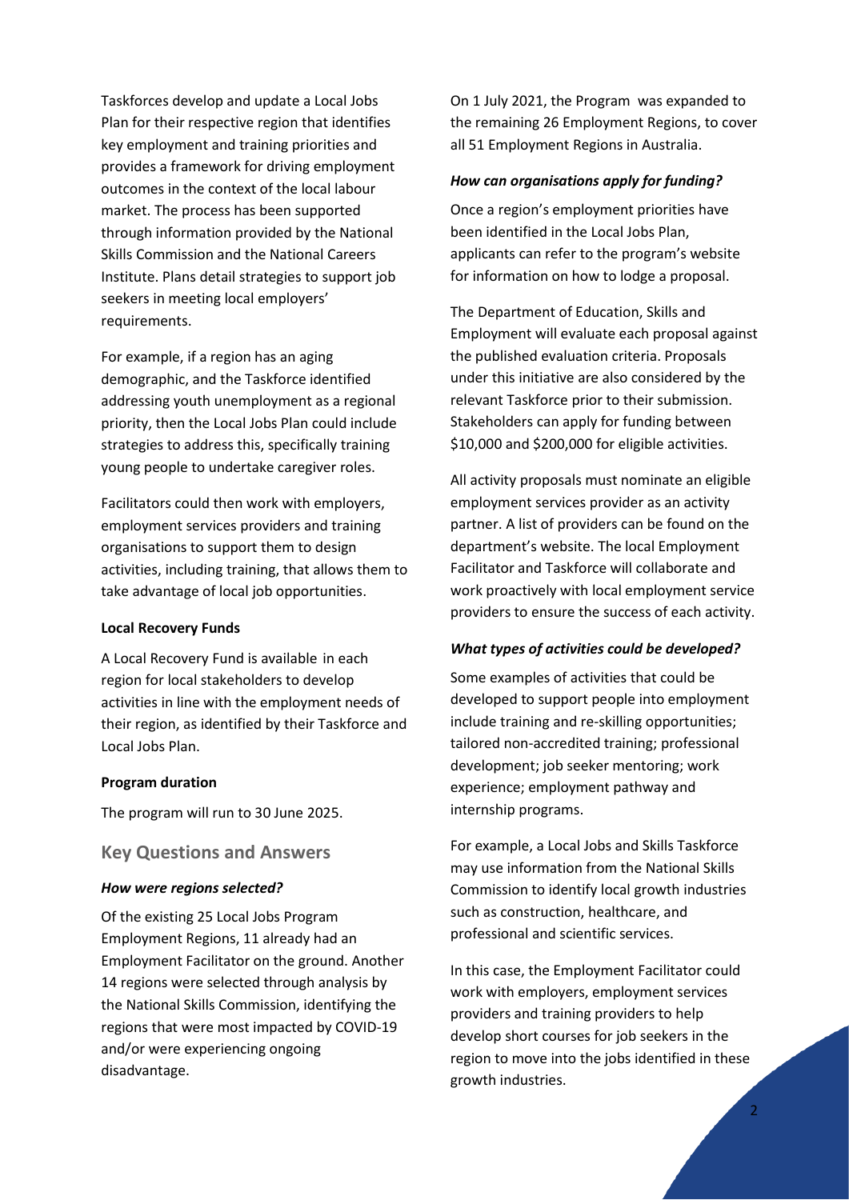Taskforces develop and update a Local Jobs Plan for their respective region that identifies key employment and training priorities and provides a framework for driving employment outcomes in the context of the local labour market. The process has been supported through information provided by the National Skills Commission and the National Careers Institute. Plans detail strategies to support job seekers in meeting local employers' requirements.

For example, if a region has an aging demographic, and the Taskforce identified addressing youth unemployment as a regional priority, then the Local Jobs Plan could include strategies to address this, specifically training young people to undertake caregiver roles.

Facilitators could then work with employers, employment services providers and training organisations to support them to design activities, including training, that allows them to take advantage of local job opportunities.

**Local Recovery Funds**

A Local Recovery Fund is available in each region for local stakeholders to develop activities in line with the employment needs of their region, as identified by their Taskforce and Local Jobs Plan.

**Program duration**

The program will run to 30 June 2025.

## Key Questions and Answers

***How were regions selected?***

Of the existing 25 Local Jobs Program Employment Regions, 11 already had an Employment Facilitator on the ground. Another 14 regions were selected through analysis by the National Skills Commission, identifying the regions that were most impacted by COVID-19 and/or were experiencing ongoing disadvantage.

On 1 July 2021, the Program was expanded to the remaining 26 Employment Regions, to cover all 51 Employment Regions in Australia.

***How can organisations apply for funding?***

Once a region's employment priorities have been identified in the Local Jobs Plan, applicants can refer to the program's website for information on how to lodge a proposal.

The Department of Education, Skills and Employment will evaluate each proposal against the published evaluation criteria. Proposals under this initiative are also considered by the relevant Taskforce prior to their submission. Stakeholders can apply for funding between $10,000 and $200,000 for eligible activities.

All activity proposals must nominate an eligible employment services provider as an activity partner. A list of providers can be found on the department's website. The local Employment Facilitator and Taskforce will collaborate and work proactively with local employment service providers to ensure the success of each activity.

***What types of activities could be developed?***

Some examples of activities that could be developed to support people into employment include training and re-skilling opportunities; tailored non-accredited training; professional development; job seeker mentoring; work experience; employment pathway and internship programs.

For example, a Local Jobs and Skills Taskforce may use information from the National Skills Commission to identify local growth industries such as construction, healthcare, and professional and scientific services.

In this case, the Employment Facilitator could work with employers, employment services providers and training providers to help develop short courses for job seekers in the region to move into the jobs identified in these growth industries.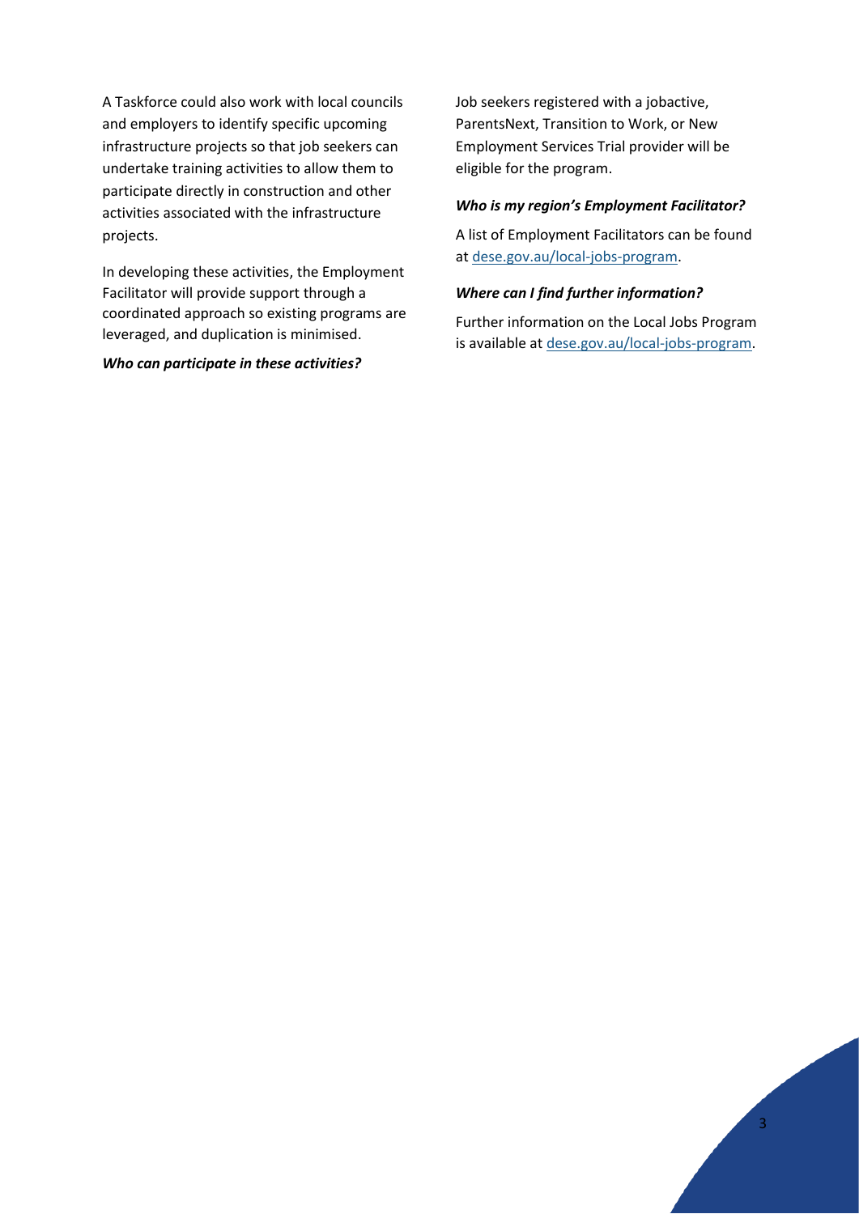A Taskforce could also work with local councils and employers to identify specific upcoming infrastructure projects so that job seekers can undertake training activities to allow them to participate directly in construction and other activities associated with the infrastructure projects.

In developing these activities, the Employment Facilitator will provide support through a coordinated approach so existing programs are leveraged, and duplication is minimised.

***Who can participate in these activities?***

Job seekers registered with a jobactive, ParentsNext, Transition to Work, or New Employment Services Trial provider will be eligible for the program.

***Who is my region's Employment Facilitator?***

A list of Employment Facilitators can be found at [dese.gov.au/local-jobs-program](dese.gov.au/local-jobs-program).

***Where can I find further information?***

Further information on the Local Jobs Program is available at [dese.gov.au/local-jobs-program](dese.gov.au/local-jobs-program).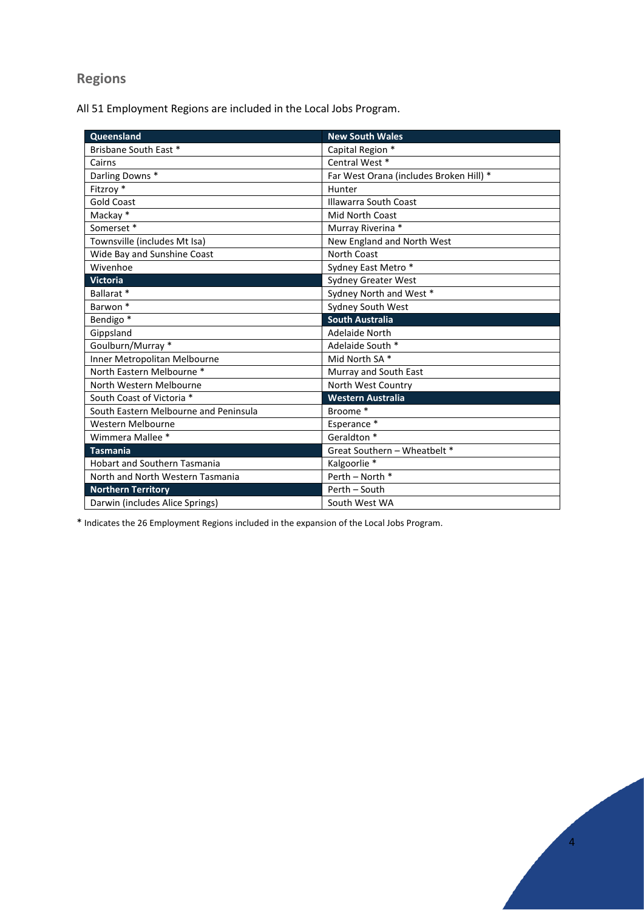## Regions

All 51 Employment Regions are included in the Local Jobs Program.

| Queensland | New South Wales |
|---|---|
| Brisbane South East * | Capital Region * |
| Cairns | Central West * |
| Darling Downs * | Far West Orana (includes Broken Hill) * |
| Fitzroy * | Hunter |
| Gold Coast | Illawarra South Coast |
| Mackay * | Mid North Coast |
| Somerset * | Murray Riverina * |
| Townsville (includes Mt Isa) | New England and North West |
| Wide Bay and Sunshine Coast | North Coast |
| Wivenhoe | Sydney East Metro * |
| **Victoria** | Sydney Greater West |
| Ballarat * | Sydney North and West * |
| Barwon * | Sydney South West |
| Bendigo * | **South Australia** |
| Gippsland | Adelaide North |
| Goulburn/Murray * | Adelaide South * |
| Inner Metropolitan Melbourne | Mid North SA * |
| North Eastern Melbourne * | Murray and South East |
| North Western Melbourne | North West Country |
| South Coast of Victoria * | **Western Australia** |
| South Eastern Melbourne and Peninsula | Broome * |
| Western Melbourne | Esperance * |
| Wimmera Mallee * | Geraldton * |
| **Tasmania** | Great Southern – Wheatbelt * |
| Hobart and Southern Tasmania | Kalgoorlie * |
| North and North Western Tasmania | Perth – North * |
| **Northern Territory** | Perth – South |
| Darwin (includes Alice Springs) | South West WA |

* Indicates the 26 Employment Regions included in the expansion of the Local Jobs Program.